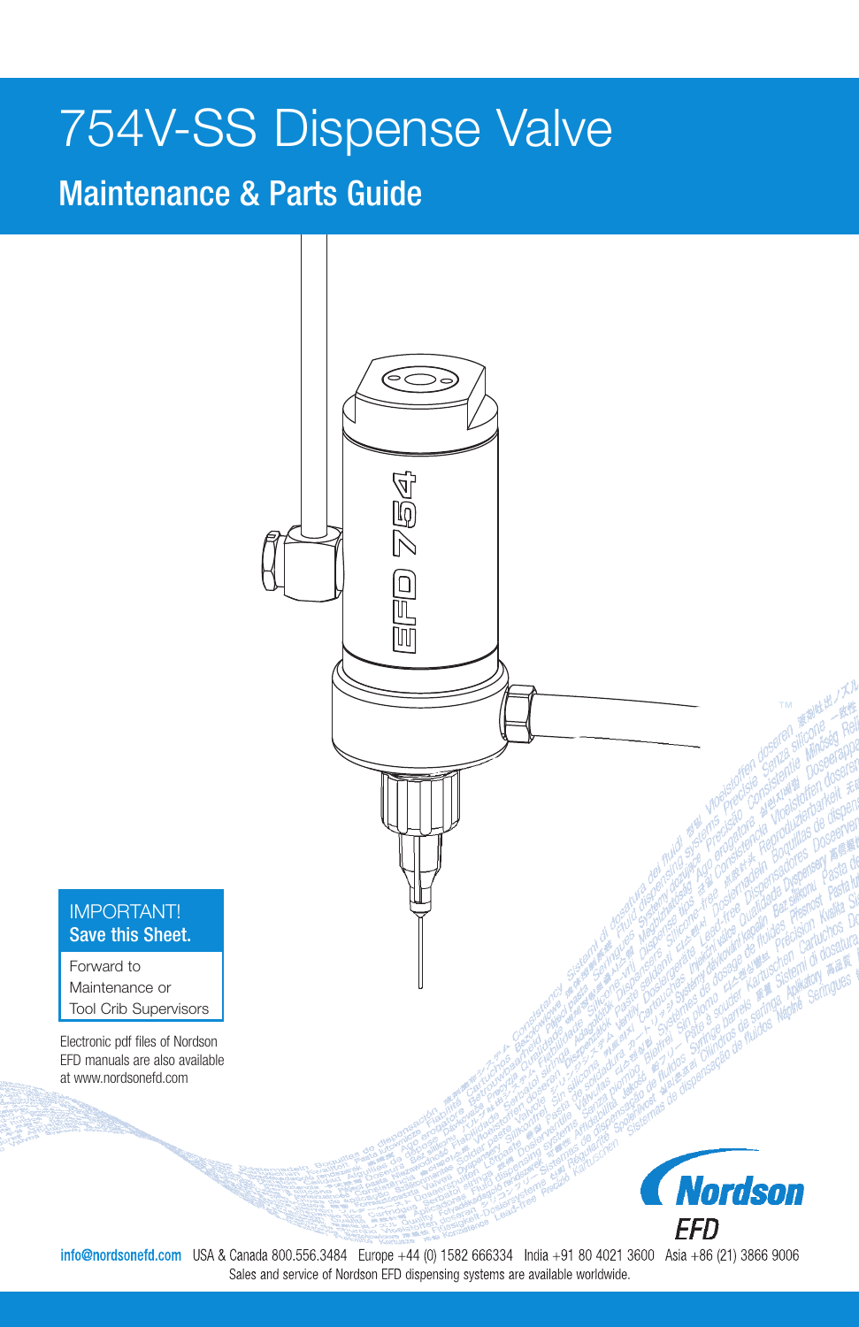# 754V-SS Dispense Valve

## Maintenance & Parts Guide

IMPORTANT!
**Save this Sheet.**

Forward to
Maintenance or
Tool Crib Supervisors

Electronic pdf files of Nordson EFD manuals are also available at www.nordsonefd.com

Nordson EFD

info@nordsonefd.com USA & Canada 800.556.3484 Europe +44 (0) 1582 666334 India +91 80 4021 3600 Asia +86 (21) 3866 9006
Sales and service of Nordson EFD dispensing systems are available worldwide.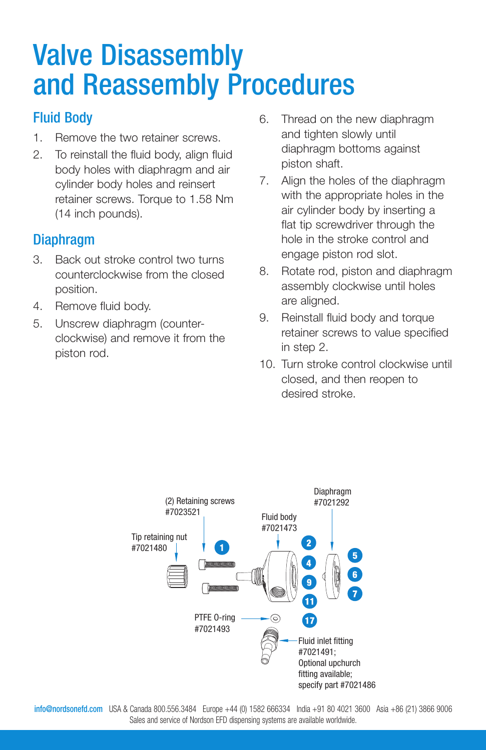# Valve Disassembly and Reassembly Procedures

## Fluid Body

1. Remove the two retainer screws.
2. To reinstall the fluid body, align fluid body holes with diaphragm and air cylinder body holes and reinsert retainer screws. Torque to 1.58 Nm (14 inch pounds).

## Diaphragm

3. Back out stroke control two turns counterclockwise from the closed position.
4. Remove fluid body.
5. Unscrew diaphragm (counter-clockwise) and remove it from the piston rod.
6. Thread on the new diaphragm and tighten slowly until diaphragm bottoms against piston shaft.
7. Align the holes of the diaphragm with the appropriate holes in the air cylinder body by inserting a flat tip screwdriver through the hole in the stroke control and engage piston rod slot.
8. Rotate rod, piston and diaphragm assembly clockwise until holes are aligned.
9. Reinstall fluid body and torque retainer screws to value specified in step 2.
10. Turn stroke control clockwise until closed, and then reopen to desired stroke.

(2) Retaining screws #7023521

Tip retaining nut #7021480

Fluid body #7021473

Diaphragm #7021292

PTFE O-ring #7021493

Fluid inlet fitting #7021491; Optional upchurch fitting available; specify part #7021486

1

2

4

9

11

17

5

6

7

info@nordsonefd.com USA & Canada 800.556.3484 Europe +44 (0) 1582 666334 India +91 80 4021 3600 Asia +86 (21) 3866 9006
Sales and service of Nordson EFD dispensing systems are available worldwide.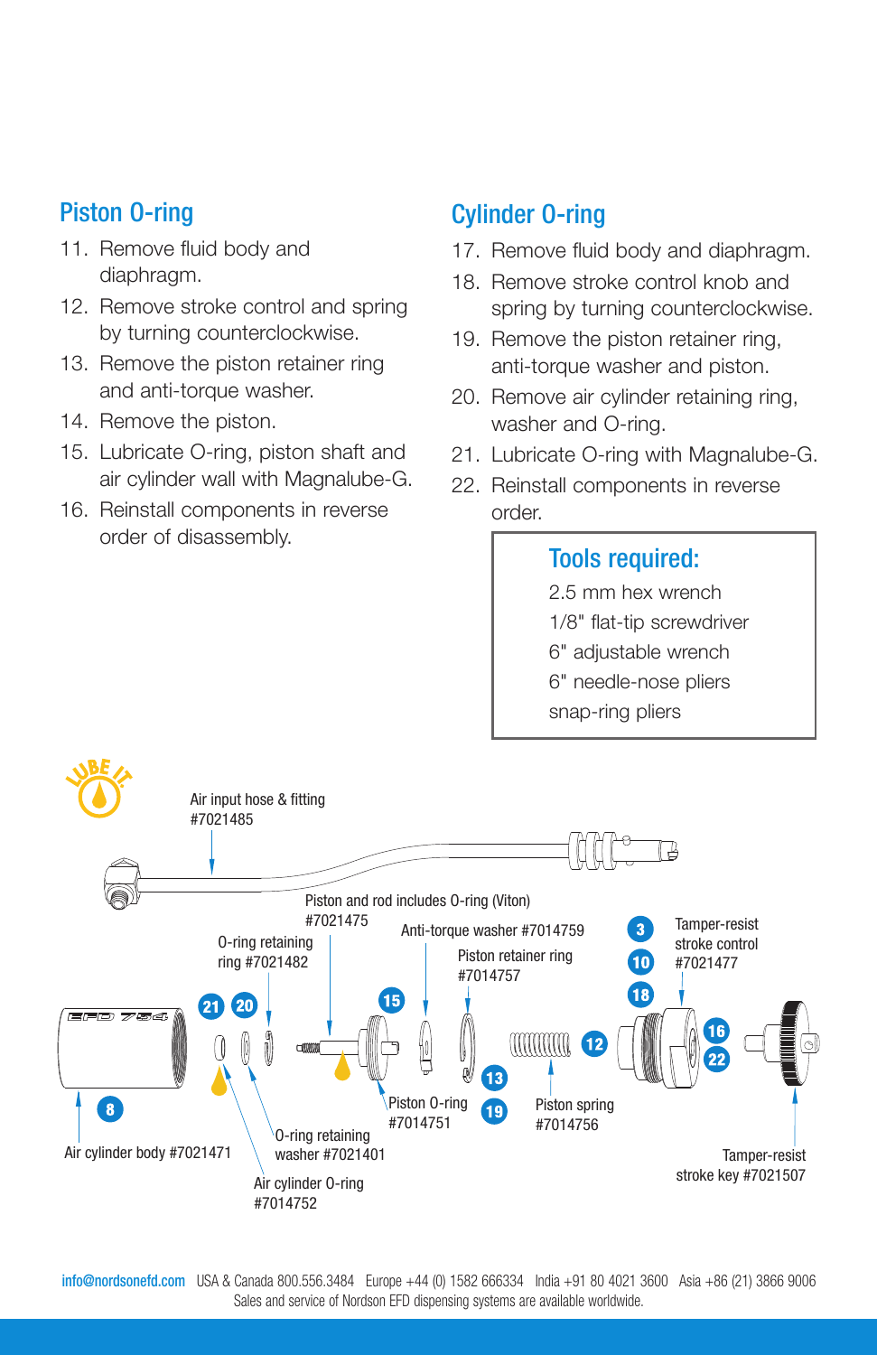## Piston O-ring

11. Remove fluid body and diaphragm.
12. Remove stroke control and spring by turning counterclockwise.
13. Remove the piston retainer ring and anti-torque washer.
14. Remove the piston.
15. Lubricate O-ring, piston shaft and air cylinder wall with Magnalube-G.
16. Reinstall components in reverse order of disassembly.

## Cylinder O-ring

17. Remove fluid body and diaphragm.
18. Remove stroke control knob and spring by turning counterclockwise.
19. Remove the piston retainer ring, anti-torque washer and piston.
20. Remove air cylinder retaining ring, washer and O-ring.
21. Lubricate O-ring with Magnalube-G.
22. Reinstall components in reverse order.

### Tools required:

2.5 mm hex wrench
1/8" flat-tip screwdriver
6" adjustable wrench
6" needle-nose pliers
snap-ring pliers

LUBE IT

Air input hose & fitting #7021485

Piston and rod includes O-ring (Viton) #7021475

O-ring retaining ring #7021482

Anti-torque washer #7014759

Piston retainer ring #7014757

Tamper-resist stroke control #7021477

Air cylinder body #7021471

Piston O-ring #7014751

Piston spring #7014756

O-ring retaining washer #7021401

Air cylinder O-ring #7014752

Tamper-resist stroke key #7021507

info@nordsonefd.com USA & Canada 800.556.3484 Europe +44 (0) 1582 666334 India +91 80 4021 3600 Asia +86 (21) 3866 9006
Sales and service of Nordson EFD dispensing systems are available worldwide.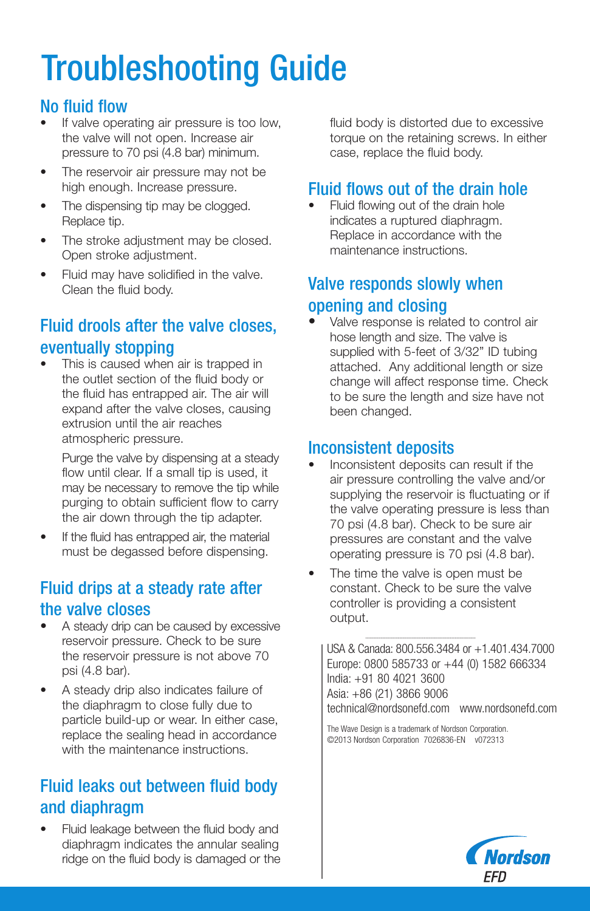# Troubleshooting Guide

## No fluid flow

- If valve operating air pressure is too low, the valve will not open. Increase air pressure to 70 psi (4.8 bar) minimum.
- The reservoir air pressure may not be high enough. Increase pressure.
- The dispensing tip may be clogged. Replace tip.
- The stroke adjustment may be closed. Open stroke adjustment.
- Fluid may have solidified in the valve. Clean the fluid body.

## Fluid drools after the valve closes, eventually stopping

- This is caused when air is trapped in the outlet section of the fluid body or the fluid has entrapped air. The air will expand after the valve closes, causing extrusion until the air reaches atmospheric pressure.

  Purge the valve by dispensing at a steady flow until clear. If a small tip is used, it may be necessary to remove the tip while purging to obtain sufficient flow to carry the air down through the tip adapter.
- If the fluid has entrapped air, the material must be degassed before dispensing.

## Fluid drips at a steady rate after the valve closes

- A steady drip can be caused by excessive reservoir pressure. Check to be sure the reservoir pressure is not above 70 psi (4.8 bar).
- A steady drip also indicates failure of the diaphragm to close fully due to particle build-up or wear. In either case, replace the sealing head in accordance with the maintenance instructions.

## Fluid leaks out between fluid body and diaphragm

- Fluid leakage between the fluid body and diaphragm indicates the annular sealing ridge on the fluid body is damaged or the fluid body is distorted due to excessive torque on the retaining screws. In either case, replace the fluid body.

## Fluid flows out of the drain hole

- Fluid flowing out of the drain hole indicates a ruptured diaphragm. Replace in accordance with the maintenance instructions.

## Valve responds slowly when opening and closing

- Valve response is related to control air hose length and size. The valve is supplied with 5-feet of 3/32" ID tubing attached. Any additional length or size change will affect response time. Check to be sure the length and size have not been changed.

## Inconsistent deposits

- Inconsistent deposits can result if the air pressure controlling the valve and/or supplying the reservoir is fluctuating or if the valve operating pressure is less than 70 psi (4.8 bar). Check to be sure air pressures are constant and the valve operating pressure is 70 psi (4.8 bar).
- The time the valve is open must be constant. Check to be sure the valve controller is providing a consistent output.

---

USA & Canada: 800.556.3484 or +1.401.434.7000
Europe: 0800 585733 or +44 (0) 1582 666334
India: +91 80 4021 3600
Asia: +86 (21) 3866 9006
technical@nordsonefd.com www.nordsonefd.com

The Wave Design is a trademark of Nordson Corporation.
©2013 Nordson Corporation 7026836-EN v072313

Nordson EFD